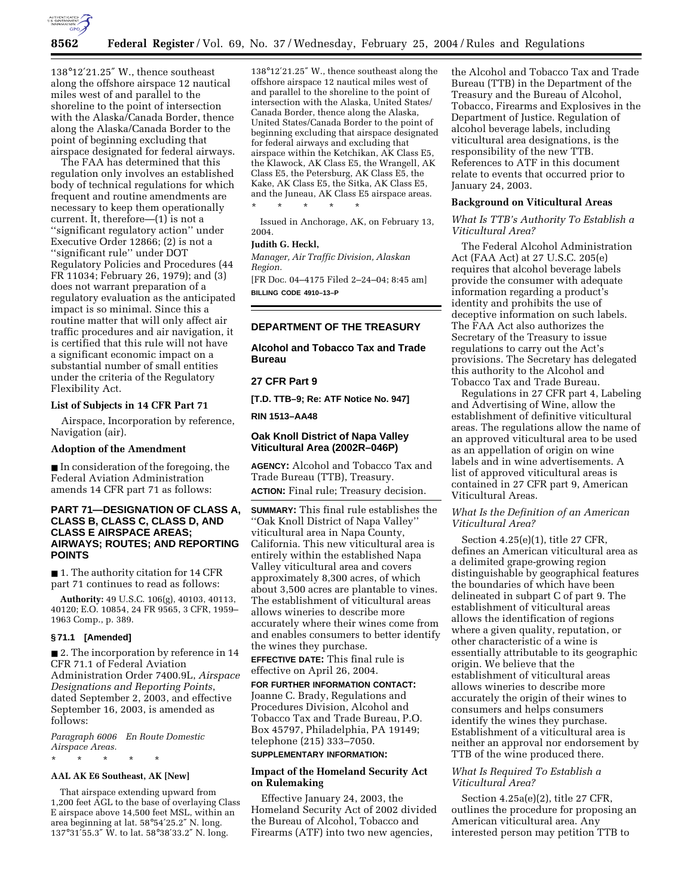138°12′21.25″ W., thence southeast along the offshore airspace 12 nautical miles west of and parallel to the shoreline to the point of intersection with the Alaska/Canada Border, thence along the Alaska/Canada Border to the point of beginning excluding that airspace designated for federal airways.

The FAA has determined that this regulation only involves an established body of technical regulations for which frequent and routine amendments are necessary to keep them operationally current. It, therefore—(1) is not a ''significant regulatory action'' under Executive Order 12866; (2) is not a ''significant rule'' under DOT Regulatory Policies and Procedures (44 FR 11034; February 26, 1979); and (3) does not warrant preparation of a regulatory evaluation as the anticipated impact is so minimal. Since this a routine matter that will only affect air traffic procedures and air navigation, it is certified that this rule will not have a significant economic impact on a substantial number of small entities under the criteria of the Regulatory Flexibility Act.

### List of Subjects in 14 CFR Part 71

Airspace, Incorporation by reference, Navigation (air).

### Adoption of the Amendment

■ In consideration of the foregoing, the Federal Aviation Administration amends 14 CFR part 71 as follows:

## PART 71—DESIGNATION OF CLASS A, CLASS B, CLASS C, CLASS D, AND CLASS E AIRSPACE AREAS; AIRWAYS; ROUTES; AND REPORTING POINTS

■ 1. The authority citation for 14 CFR part 71 continues to read as follows:

**Authority:** 49 U.S.C. 106(g), 40103, 40113, 40120; E.O. 10854, 24 FR 9565, 3 CFR, 1959–1963 Comp., p. 389.

### § 71.1 [Amended]

■ 2. The incorporation by reference in 14 CFR 71.1 of Federal Aviation Administration Order 7400.9L, *Airspace Designations and Reporting Points*, dated September 2, 2003, and effective September 16, 2003, is amended as follows:

*Paragraph 6006 En Route Domestic Airspace Areas.*

\* \* \* \* \*

**AAL AK E6 Southeast, AK [New]**

That airspace extending upward from 1,200 feet AGL to the base of overlaying Class E airspace above 14,500 feet MSL, within an area beginning at lat. 58°54′25.2″ N. long. 137°31′55.3″ W. to lat. 58°38′33.2″ N. long. 138°12′21.25″ W., thence southeast along the offshore airspace 12 nautical miles west of and parallel to the shoreline to the point of intersection with the Alaska, United States/Canada Border, thence along the Alaska, United States/Canada Border to the point of beginning excluding that airspace designated for federal airways and excluding that airspace within the Ketchikan, AK Class E5, the Klawock, AK Class E5, the Wrangell, AK Class E5, the Petersburg, AK Class E5, the Kake, AK Class E5, the Sitka, AK Class E5, and the Juneau, AK Class E5 airspace areas.

\* \* \* \* \*

Issued in Anchorage, AK, on February 13, 2004.

**Judith G. Heckl,**

*Manager, Air Traffic Division, Alaskan Region.*

[FR Doc. 04–4175 Filed 2–24–04; 8:45 am]

**BILLING CODE 4910–13–P**

## DEPARTMENT OF THE TREASURY

## Alcohol and Tobacco Tax and Trade Bureau

## 27 CFR Part 9

**[T.D. TTB–9; Re: ATF Notice No. 947]**

**RIN 1513–AA48**

## Oak Knoll District of Napa Valley Viticultural Area (2002R–046P)

**AGENCY:** Alcohol and Tobacco Tax and Trade Bureau (TTB), Treasury.

**ACTION:** Final rule; Treasury decision.

**SUMMARY:** This final rule establishes the ''Oak Knoll District of Napa Valley'' viticultural area in Napa County, California. This new viticultural area is entirely within the established Napa Valley viticultural area and covers approximately 8,300 acres, of which about 3,500 acres are plantable to vines. The establishment of viticultural areas allows wineries to describe more accurately where their wines come from and enables consumers to better identify the wines they purchase.

**EFFECTIVE DATE:** This final rule is effective on April 26, 2004.

**FOR FURTHER INFORMATION CONTACT:** Joanne C. Brady, Regulations and Procedures Division, Alcohol and Tobacco Tax and Trade Bureau, P.O. Box 45797, Philadelphia, PA 19149; telephone (215) 333–7050.

**SUPPLEMENTARY INFORMATION:**

### Impact of the Homeland Security Act on Rulemaking

Effective January 24, 2003, the Homeland Security Act of 2002 divided the Bureau of Alcohol, Tobacco and Firearms (ATF) into two new agencies, the Alcohol and Tobacco Tax and Trade Bureau (TTB) in the Department of the Treasury and the Bureau of Alcohol, Tobacco, Firearms and Explosives in the Department of Justice. Regulation of alcohol beverage labels, including viticultural area designations, is the responsibility of the new TTB. References to ATF in this document relate to events that occurred prior to January 24, 2003.

### Background on Viticultural Areas

*What Is TTB's Authority To Establish a Viticultural Area?*

The Federal Alcohol Administration Act (FAA Act) at 27 U.S.C. 205(e) requires that alcohol beverage labels provide the consumer with adequate information regarding a product's identity and prohibits the use of deceptive information on such labels. The FAA Act also authorizes the Secretary of the Treasury to issue regulations to carry out the Act's provisions. The Secretary has delegated this authority to the Alcohol and Tobacco Tax and Trade Bureau.

Regulations in 27 CFR part 4, Labeling and Advertising of Wine, allow the establishment of definitive viticultural areas. The regulations allow the name of an approved viticultural area to be used as an appellation of origin on wine labels and in wine advertisements. A list of approved viticultural areas is contained in 27 CFR part 9, American Viticultural Areas.

*What Is the Definition of an American Viticultural Area?*

Section 4.25(e)(1), title 27 CFR, defines an American viticultural area as a delimited grape-growing region distinguishable by geographical features the boundaries of which have been delineated in subpart C of part 9. The establishment of viticultural areas allows the identification of regions where a given quality, reputation, or other characteristic of a wine is essentially attributable to its geographic origin. We believe that the establishment of viticultural areas allows wineries to describe more accurately the origin of their wines to consumers and helps consumers identify the wines they purchase. Establishment of a viticultural area is neither an approval nor endorsement by TTB of the wine produced there.

*What Is Required To Establish a Viticultural Area?*

Section 4.25a(e)(2), title 27 CFR, outlines the procedure for proposing an American viticultural area. Any interested person may petition TTB to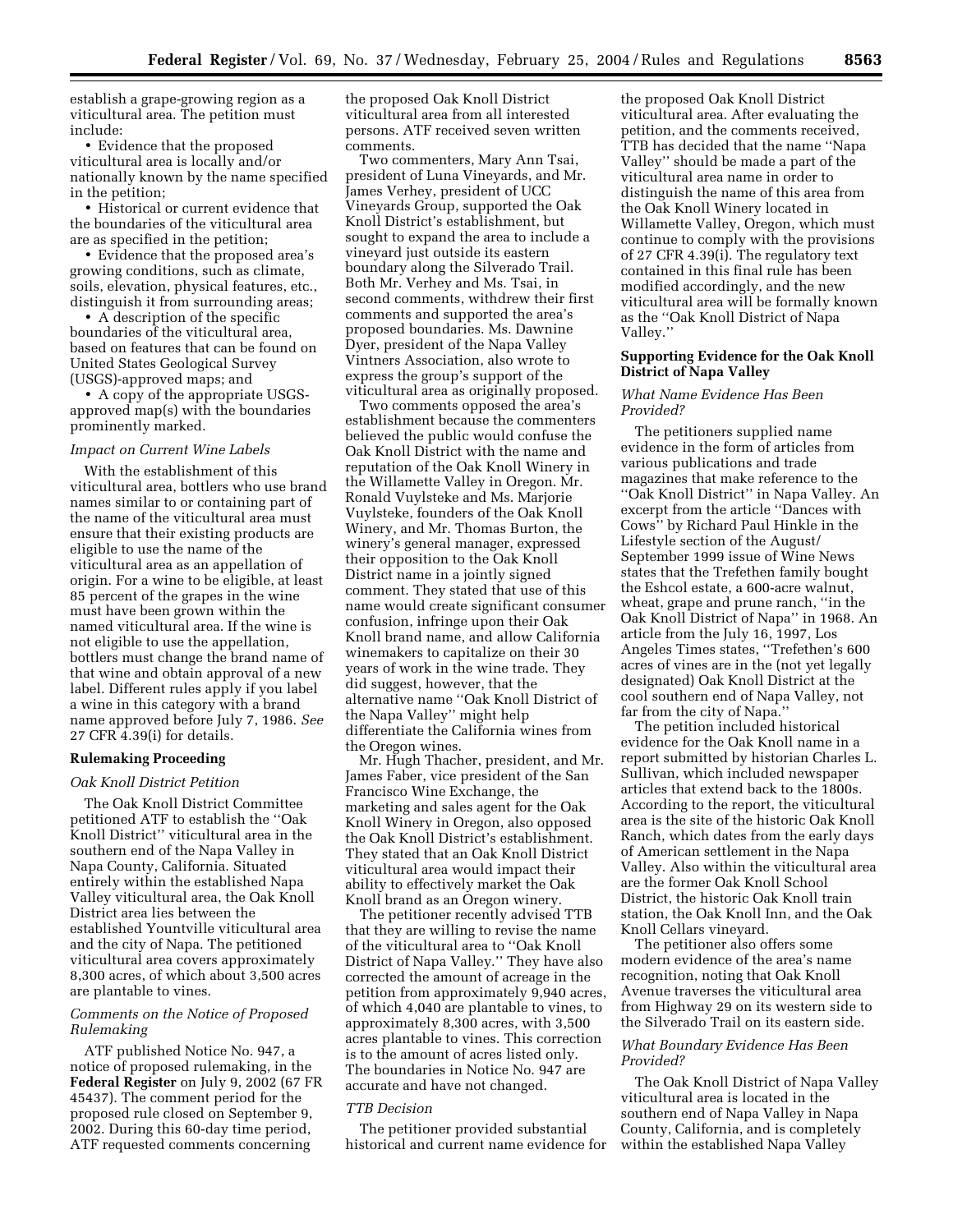establish a grape-growing region as a viticultural area. The petition must include:

- Evidence that the proposed viticultural area is locally and/or nationally known by the name specified in the petition;
- Historical or current evidence that the boundaries of the viticultural area are as specified in the petition;
- Evidence that the proposed area's growing conditions, such as climate, soils, elevation, physical features, etc., distinguish it from surrounding areas;
- A description of the specific boundaries of the viticultural area, based on features that can be found on United States Geological Survey (USGS)-approved maps; and
- A copy of the appropriate USGS-approved map(s) with the boundaries prominently marked.

*Impact on Current Wine Labels*

With the establishment of this viticultural area, bottlers who use brand names similar to or containing part of the name of the viticultural area must ensure that their existing products are eligible to use the name of the viticultural area as an appellation of origin. For a wine to be eligible, at least 85 percent of the grapes in the wine must have been grown within the named viticultural area. If the wine is not eligible to use the appellation, bottlers must change the brand name of that wine and obtain approval of a new label. Different rules apply if you label a wine in this category with a brand name approved before July 7, 1986. *See* 27 CFR 4.39(i) for details.

## Rulemaking Proceeding

*Oak Knoll District Petition*

The Oak Knoll District Committee petitioned ATF to establish the ''Oak Knoll District'' viticultural area in the southern end of the Napa Valley in Napa County, California. Situated entirely within the established Napa Valley viticultural area, the Oak Knoll District area lies between the established Yountville viticultural area and the city of Napa. The petitioned viticultural area covers approximately 8,300 acres, of which about 3,500 acres are plantable to vines.

*Comments on the Notice of Proposed Rulemaking*

ATF published Notice No. 947, a notice of proposed rulemaking, in the **Federal Register** on July 9, 2002 (67 FR 45437). The comment period for the proposed rule closed on September 9, 2002. During this 60-day time period, ATF requested comments concerning the proposed Oak Knoll District viticultural area from all interested persons. ATF received seven written comments.

Two commenters, Mary Ann Tsai, president of Luna Vineyards, and Mr. James Verhey, president of UCC Vineyards Group, supported the Oak Knoll District's establishment, but sought to expand the area to include a vineyard just outside its eastern boundary along the Silverado Trail. Both Mr. Verhey and Ms. Tsai, in second comments, withdrew their first comments and supported the area's proposed boundaries. Ms. Dawnine Dyer, president of the Napa Valley Vintners Association, also wrote to express the group's support of the viticultural area as originally proposed.

Two comments opposed the area's establishment because the commenters believed the public would confuse the Oak Knoll District with the name and reputation of the Oak Knoll Winery in the Willamette Valley in Oregon. Mr. Ronald Vuylsteke and Ms. Marjorie Vuylsteke, founders of the Oak Knoll Winery, and Mr. Thomas Burton, the winery's general manager, expressed their opposition to the Oak Knoll District name in a jointly signed comment. They stated that use of this name would create significant consumer confusion, infringe upon their Oak Knoll brand name, and allow California winemakers to capitalize on their 30 years of work in the wine trade. They did suggest, however, that the alternative name ''Oak Knoll District of the Napa Valley'' might help differentiate the California wines from the Oregon wines.

Mr. Hugh Thacher, president, and Mr. James Faber, vice president of the San Francisco Wine Exchange, the marketing and sales agent for the Oak Knoll Winery in Oregon, also opposed the Oak Knoll District's establishment. They stated that an Oak Knoll District viticultural area would impact their ability to effectively market the Oak Knoll brand as an Oregon winery.

The petitioner recently advised TTB that they are willing to revise the name of the viticultural area to ''Oak Knoll District of Napa Valley.'' They have also corrected the amount of acreage in the petition from approximately 9,940 acres, of which 4,040 are plantable to vines, to approximately 8,300 acres, with 3,500 acres plantable to vines. This correction is to the amount of acres listed only. The boundaries in Notice No. 947 are accurate and have not changed.

*TTB Decision*

The petitioner provided substantial historical and current name evidence for the proposed Oak Knoll District viticultural area. After evaluating the petition, and the comments received, TTB has decided that the name ''Napa Valley'' should be made a part of the viticultural area name in order to distinguish the name of this area from the Oak Knoll Winery located in Willamette Valley, Oregon, which must continue to comply with the provisions of 27 CFR 4.39(i). The regulatory text contained in this final rule has been modified accordingly, and the new viticultural area will be formally known as the ''Oak Knoll District of Napa Valley.''

## Supporting Evidence for the Oak Knoll District of Napa Valley

*What Name Evidence Has Been Provided?*

The petitioners supplied name evidence in the form of articles from various publications and trade magazines that make reference to the ''Oak Knoll District'' in Napa Valley. An excerpt from the article ''Dances with Cows'' by Richard Paul Hinkle in the Lifestyle section of the August/September 1999 issue of Wine News states that the Trefethen family bought the Eshcol estate, a 600-acre walnut, wheat, grape and prune ranch, ''in the Oak Knoll District of Napa'' in 1968. An article from the July 16, 1997, Los Angeles Times states, ''Trefethen's 600 acres of vines are in the (not yet legally designated) Oak Knoll District at the cool southern end of Napa Valley, not far from the city of Napa.''

The petition included historical evidence for the Oak Knoll name in a report submitted by historian Charles L. Sullivan, which included newspaper articles that extend back to the 1800s. According to the report, the viticultural area is the site of the historic Oak Knoll Ranch, which dates from the early days of American settlement in the Napa Valley. Also within the viticultural area are the former Oak Knoll School District, the historic Oak Knoll train station, the Oak Knoll Inn, and the Oak Knoll Cellars vineyard.

The petitioner also offers some modern evidence of the area's name recognition, noting that Oak Knoll Avenue traverses the viticultural area from Highway 29 on its western side to the Silverado Trail on its eastern side.

*What Boundary Evidence Has Been Provided?*

The Oak Knoll District of Napa Valley viticultural area is located in the southern end of Napa Valley in Napa County, California, and is completely within the established Napa Valley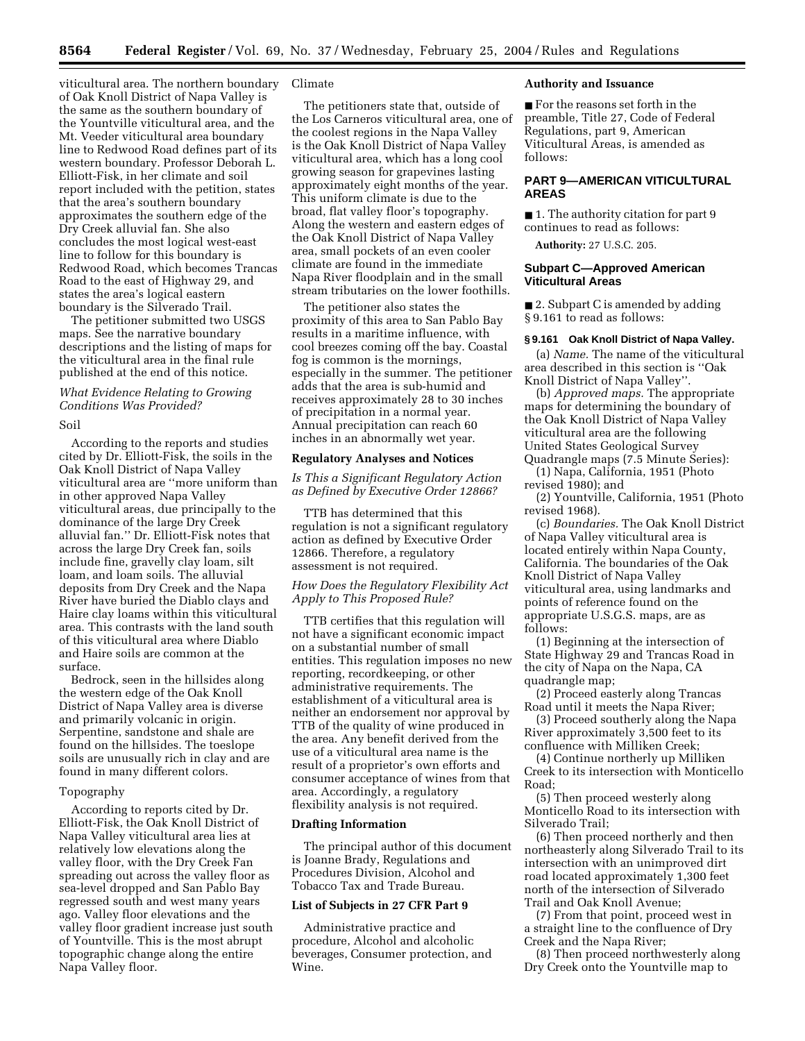viticultural area. The northern boundary of Oak Knoll District of Napa Valley is the same as the southern boundary of the Yountville viticultural area, and the Mt. Veeder viticultural area boundary line to Redwood Road defines part of its western boundary. Professor Deborah L. Elliott-Fisk, in her climate and soil report included with the petition, states that the area's southern boundary approximates the southern edge of the Dry Creek alluvial fan. She also concludes the most logical west-east line to follow for this boundary is Redwood Road, which becomes Trancas Road to the east of Highway 29, and states the area's logical eastern boundary is the Silverado Trail.

The petitioner submitted two USGS maps. See the narrative boundary descriptions and the listing of maps for the viticultural area in the final rule published at the end of this notice.

### *What Evidence Relating to Growing Conditions Was Provided?*

#### Soil

According to the reports and studies cited by Dr. Elliott-Fisk, the soils in the Oak Knoll District of Napa Valley viticultural area are "more uniform than in other approved Napa Valley viticultural areas, due principally to the dominance of the large Dry Creek alluvial fan." Dr. Elliott-Fisk notes that across the large Dry Creek fan, soils include fine, gravelly clay loam, silt loam, and loam soils. The alluvial deposits from Dry Creek and the Napa River have buried the Diablo clays and Haire clay loams within this viticultural area. This contrasts with the land south of this viticultural area where Diablo and Haire soils are common at the surface.

Bedrock, seen in the hillsides along the western edge of the Oak Knoll District of Napa Valley area is diverse and primarily volcanic in origin. Serpentine, sandstone and shale are found on the hillsides. The toeslope soils are unusually rich in clay and are found in many different colors.

#### Topography

According to reports cited by Dr. Elliott-Fisk, the Oak Knoll District of Napa Valley viticultural area lies at relatively low elevations along the valley floor, with the Dry Creek Fan spreading out across the valley floor as sea-level dropped and San Pablo Bay regressed south and west many years ago. Valley floor elevations and the valley floor gradient increase just south of Yountville. This is the most abrupt topographic change along the entire Napa Valley floor.

#### Climate

The petitioners state that, outside of the Los Carneros viticultural area, one of the coolest regions in the Napa Valley is the Oak Knoll District of Napa Valley viticultural area, which has a long cool growing season for grapevines lasting approximately eight months of the year. This uniform climate is due to the broad, flat valley floor's topography. Along the western and eastern edges of the Oak Knoll District of Napa Valley area, small pockets of an even cooler climate are found in the immediate Napa River floodplain and in the small stream tributaries on the lower foothills.

The petitioner also states the proximity of this area to San Pablo Bay results in a maritime influence, with cool breezes coming off the bay. Coastal fog is common is the mornings, especially in the summer. The petitioner adds that the area is sub-humid and receives approximately 28 to 30 inches of precipitation in a normal year. Annual precipitation can reach 60 inches in an abnormally wet year.

## Regulatory Analyses and Notices

### *Is This a Significant Regulatory Action as Defined by Executive Order 12866?*

TTB has determined that this regulation is not a significant regulatory action as defined by Executive Order 12866. Therefore, a regulatory assessment is not required.

### *How Does the Regulatory Flexibility Act Apply to This Proposed Rule?*

TTB certifies that this regulation will not have a significant economic impact on a substantial number of small entities. This regulation imposes no new reporting, recordkeeping, or other administrative requirements. The establishment of a viticultural area is neither an endorsement nor approval by TTB of the quality of wine produced in the area. Any benefit derived from the use of a viticultural area name is the result of a proprietor's own efforts and consumer acceptance of wines from that area. Accordingly, a regulatory flexibility analysis is not required.

## Drafting Information

The principal author of this document is Joanne Brady, Regulations and Procedures Division, Alcohol and Tobacco Tax and Trade Bureau.

## List of Subjects in 27 CFR Part 9

Administrative practice and procedure, Alcohol and alcoholic beverages, Consumer protection, and Wine.

## Authority and Issuance

■ For the reasons set forth in the preamble, Title 27, Code of Federal Regulations, part 9, American Viticultural Areas, is amended as follows:

## PART 9—AMERICAN VITICULTURAL AREAS

■ 1. The authority citation for part 9 continues to read as follows:

**Authority:** 27 U.S.C. 205.

## Subpart C—Approved American Viticultural Areas

■ 2. Subpart C is amended by adding § 9.161 to read as follows:

#### § 9.161 Oak Knoll District of Napa Valley.

(a) *Name.* The name of the viticultural area described in this section is "Oak Knoll District of Napa Valley".

(b) *Approved maps.* The appropriate maps for determining the boundary of the Oak Knoll District of Napa Valley viticultural area are the following United States Geological Survey Quadrangle maps (7.5 Minute Series):

(1) Napa, California, 1951 (Photo revised 1980); and

(2) Yountville, California, 1951 (Photo revised 1968).

(c) *Boundaries.* The Oak Knoll District of Napa Valley viticultural area is located entirely within Napa County, California. The boundaries of the Oak Knoll District of Napa Valley viticultural area, using landmarks and points of reference found on the appropriate U.S.G.S. maps, are as follows:

(1) Beginning at the intersection of State Highway 29 and Trancas Road in the city of Napa on the Napa, CA quadrangle map;

(2) Proceed easterly along Trancas Road until it meets the Napa River;

(3) Proceed southerly along the Napa River approximately 3,500 feet to its confluence with Milliken Creek;

(4) Continue northerly up Milliken Creek to its intersection with Monticello Road;

(5) Then proceed westerly along Monticello Road to its intersection with Silverado Trail;

(6) Then proceed northerly and then northeasterly along Silverado Trail to its intersection with an unimproved dirt road located approximately 1,300 feet north of the intersection of Silverado Trail and Oak Knoll Avenue;

(7) From that point, proceed west in a straight line to the confluence of Dry Creek and the Napa River;

(8) Then proceed northwesterly along Dry Creek onto the Yountville map to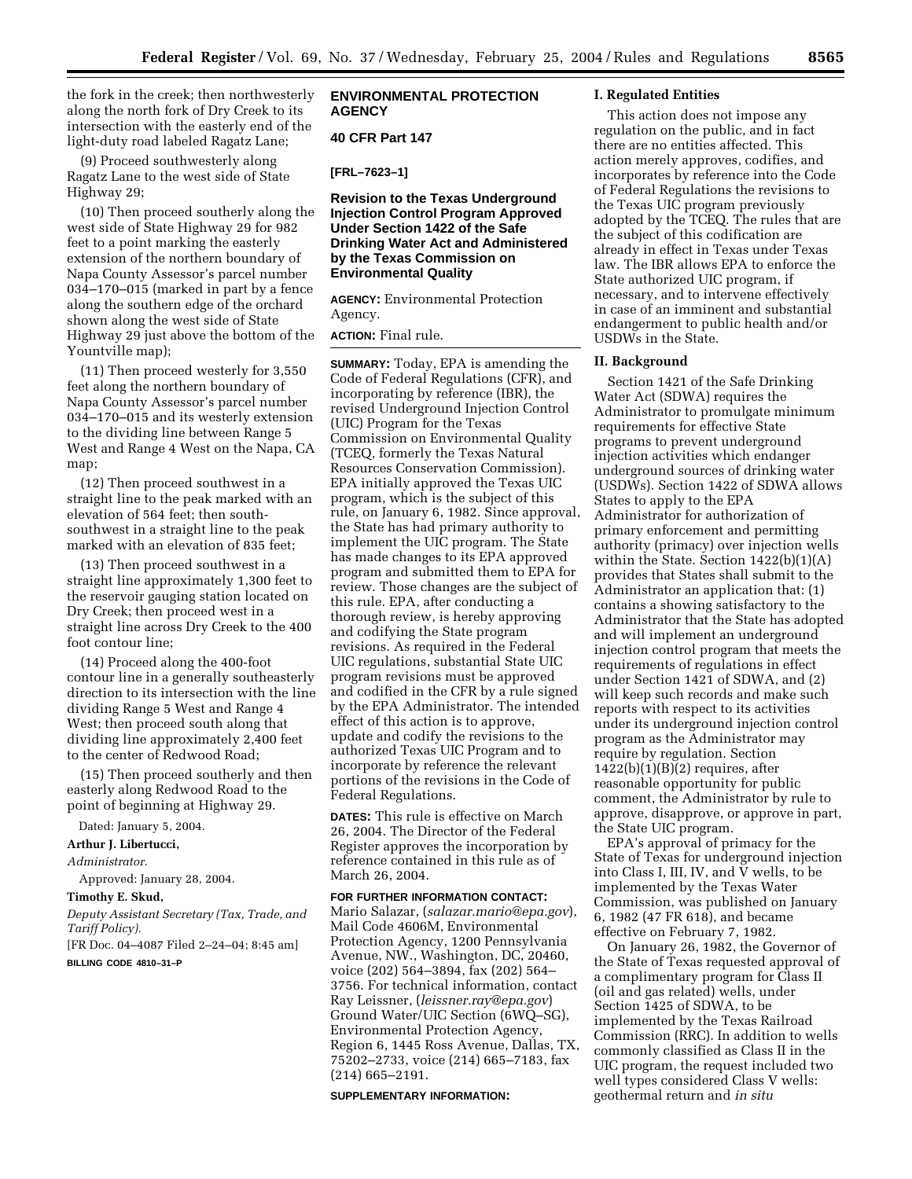the fork in the creek; then northwesterly along the north fork of Dry Creek to its intersection with the easterly end of the light-duty road labeled Ragatz Lane;

(9) Proceed southwesterly along Ragatz Lane to the west side of State Highway 29;

(10) Then proceed southerly along the west side of State Highway 29 for 982 feet to a point marking the easterly extension of the northern boundary of Napa County Assessor's parcel number 034–170–015 (marked in part by a fence along the southern edge of the orchard shown along the west side of State Highway 29 just above the bottom of the Yountville map);

(11) Then proceed westerly for 3,550 feet along the northern boundary of Napa County Assessor's parcel number 034–170–015 and its westerly extension to the dividing line between Range 5 West and Range 4 West on the Napa, CA map;

(12) Then proceed southwest in a straight line to the peak marked with an elevation of 564 feet; then south-southwest in a straight line to the peak marked with an elevation of 835 feet;

(13) Then proceed southwest in a straight line approximately 1,300 feet to the reservoir gauging station located on Dry Creek; then proceed west in a straight line across Dry Creek to the 400 foot contour line;

(14) Proceed along the 400-foot contour line in a generally southeasterly direction to its intersection with the line dividing Range 5 West and Range 4 West; then proceed south along that dividing line approximately 2,400 feet to the center of Redwood Road;

(15) Then proceed southerly and then easterly along Redwood Road to the point of beginning at Highway 29.

Dated: January 5, 2004.

**Arthur J. Libertucci,**

*Administrator.*

Approved: January 28, 2004.

**Timothy E. Skud,**

*Deputy Assistant Secretary (Tax, Trade, and Tariff Policy).*

[FR Doc. 04–4087 Filed 2–24–04; 8:45 am]

**BILLING CODE 4810–31–P**

## ENVIRONMENTAL PROTECTION AGENCY

## 40 CFR Part 147

**[FRL–7623–1]**

## Revision to the Texas Underground Injection Control Program Approved Under Section 1422 of the Safe Drinking Water Act and Administered by the Texas Commission on Environmental Quality

**AGENCY:** Environmental Protection Agency.

**ACTION:** Final rule.

**SUMMARY:** Today, EPA is amending the Code of Federal Regulations (CFR), and incorporating by reference (IBR), the revised Underground Injection Control (UIC) Program for the Texas Commission on Environmental Quality (TCEQ, formerly the Texas Natural Resources Conservation Commission). EPA initially approved the Texas UIC program, which is the subject of this rule, on January 6, 1982. Since approval, the State has had primary authority to implement the UIC program. The State has made changes to its EPA approved program and submitted them to EPA for review. Those changes are the subject of this rule. EPA, after conducting a thorough review, is hereby approving and codifying the State program revisions. As required in the Federal UIC regulations, substantial State UIC program revisions must be approved and codified in the CFR by a rule signed by the EPA Administrator. The intended effect of this action is to approve, update and codify the revisions to the authorized Texas UIC Program and to incorporate by reference the relevant portions of the revisions in the Code of Federal Regulations.

**DATES:** This rule is effective on March 26, 2004. The Director of the Federal Register approves the incorporation by reference contained in this rule as of March 26, 2004.

**FOR FURTHER INFORMATION CONTACT:** Mario Salazar, (*salazar.mario@epa.gov*), Mail Code 4606M, Environmental Protection Agency, 1200 Pennsylvania Avenue, NW., Washington, DC, 20460, voice (202) 564–3894, fax (202) 564–3756. For technical information, contact Ray Leissner, (*leissner.ray@epa.gov*) Ground Water/UIC Section (6WQ–SG), Environmental Protection Agency, Region 6, 1445 Ross Avenue, Dallas, TX, 75202–2733, voice (214) 665–7183, fax (214) 665–2191.

**SUPPLEMENTARY INFORMATION:**

### I. Regulated Entities

This action does not impose any regulation on the public, and in fact there are no entities affected. This action merely approves, codifies, and incorporates by reference into the Code of Federal Regulations the revisions to the Texas UIC program previously adopted by the TCEQ. The rules that are the subject of this codification are already in effect in Texas under Texas law. The IBR allows EPA to enforce the State authorized UIC program, if necessary, and to intervene effectively in case of an imminent and substantial endangerment to public health and/or USDWs in the State.

### II. Background

Section 1421 of the Safe Drinking Water Act (SDWA) requires the Administrator to promulgate minimum requirements for effective State programs to prevent underground injection activities which endanger underground sources of drinking water (USDWs). Section 1422 of SDWA allows States to apply to the EPA Administrator for authorization of primary enforcement and permitting authority (primacy) over injection wells within the State. Section 1422(b)(1)(A) provides that States shall submit to the Administrator an application that: (1) contains a showing satisfactory to the Administrator that the State has adopted and will implement an underground injection control program that meets the requirements of regulations in effect under Section 1421 of SDWA, and (2) will keep such records and make such reports with respect to its activities under its underground injection control program as the Administrator may require by regulation. Section 1422(b)(1)(B)(2) requires, after reasonable opportunity for public comment, the Administrator by rule to approve, disapprove, or approve in part, the State UIC program.

EPA's approval of primacy for the State of Texas for underground injection into Class I, III, IV, and V wells, to be implemented by the Texas Water Commission, was published on January 6, 1982 (47 FR 618), and became effective on February 7, 1982.

On January 26, 1982, the Governor of the State of Texas requested approval of a complimentary program for Class II (oil and gas related) wells, under Section 1425 of SDWA, to be implemented by the Texas Railroad Commission (RRC). In addition to wells commonly classified as Class II in the UIC program, the request included two well types considered Class V wells: geothermal return and *in situ*